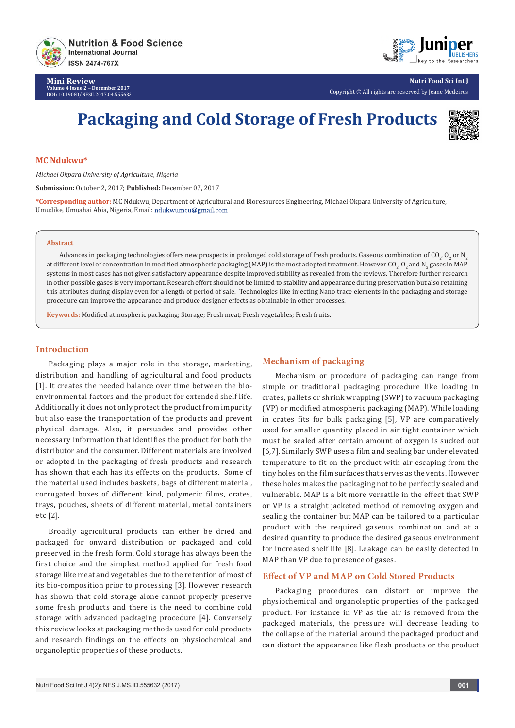Mini Review

Volume 4 Issue 2 - December 2017
DOI: 10.19080/NFSIJ.2017.04.555632

Nutri Food Sci Int J

Copyright © All rights are reserved by Jeane Medeiros

# Packaging and Cold Storage of Fresh Products

**MC Ndukwu***

*Michael Okpara University of Agriculture, Nigeria*

**Submission:** October 2, 2017; **Published:** December 07, 2017

***Corresponding author:** MC Ndukwu, Department of Agricultural and Bioresources Engineering, Michael Okpara University of Agriculture, Umudike, Umuahai Abia, Nigeria, Email: ndukwumcu@gmail.com

## Abstract

Advances in packaging technologies offers new prospects in prolonged cold storage of fresh products. Gaseous combination of $CO_2$, $O_2$ or $N_2$ at different level of concentration in modified atmospheric packaging (MAP) is the most adopted treatment. However $CO_2$, $O_2$ and $N_2$ gases in MAP systems in most cases has not given satisfactory appearance despite improved stability as revealed from the reviews. Therefore further research in other possible gases is very important. Research effort should not be limited to stability and appearance during preservation but also retaining this attributes during display even for a length of period of sale. Technologies like injecting Nano trace elements in the packaging and storage procedure can improve the appearance and produce designer effects as obtainable in other processes.

**Keywords:** Modified atmospheric packaging; Storage; Fresh meat; Fresh vegetables; Fresh fruits.

## Introduction

Packaging plays a major role in the storage, marketing, distribution and handling of agricultural and food products [1]. It creates the needed balance over time between the bio-environmental factors and the product for extended shelf life. Additionally it does not only protect the product from impurity but also ease the transportation of the products and prevent physical damage. Also, it persuades and provides other necessary information that identifies the product for both the distributor and the consumer. Different materials are involved or adopted in the packaging of fresh products and research has shown that each has its effects on the products. Some of the material used includes baskets, bags of different material, corrugated boxes of different kind, polymeric films, crates, trays, pouches, sheets of different material, metal containers etc [2].

Broadly agricultural products can either be dried and packaged for onward distribution or packaged and cold preserved in the fresh form. Cold storage has always been the first choice and the simplest method applied for fresh food storage like meat and vegetables due to the retention of most of its bio-composition prior to processing [3]. However research has shown that cold storage alone cannot properly preserve some fresh products and there is the need to combine cold storage with advanced packaging procedure [4]. Conversely this review looks at packaging methods used for cold products and research findings on the effects on physiochemical and organoleptic properties of these products.

## Mechanism of packaging

Mechanism or procedure of packaging can range from simple or traditional packaging procedure like loading in crates, pallets or shrink wrapping (SWP) to vacuum packaging (VP) or modified atmospheric packaging (MAP). While loading in crates fits for bulk packaging [5], VP are comparatively used for smaller quantity placed in air tight container which must be sealed after certain amount of oxygen is sucked out [6,7]. Similarly SWP uses a film and sealing bar under elevated temperature to fit on the product with air escaping from the tiny holes on the film surfaces that serves as the vents. However these holes makes the packaging not to be perfectly sealed and vulnerable. MAP is a bit more versatile in the effect that SWP or VP is a straight jacketed method of removing oxygen and sealing the container but MAP can be tailored to a particular product with the required gaseous combination and at a desired quantity to produce the desired gaseous environment for increased shelf life [8]. Leakage can be easily detected in MAP than VP due to presence of gases.

## Effect of VP and MAP on Cold Stored Products

Packaging procedures can distort or improve the physiochemical and organoleptic properties of the packaged product. For instance in VP as the air is removed from the packaged materials, the pressure will decrease leading to the collapse of the material around the packaged product and can distort the appearance like flesh products or the product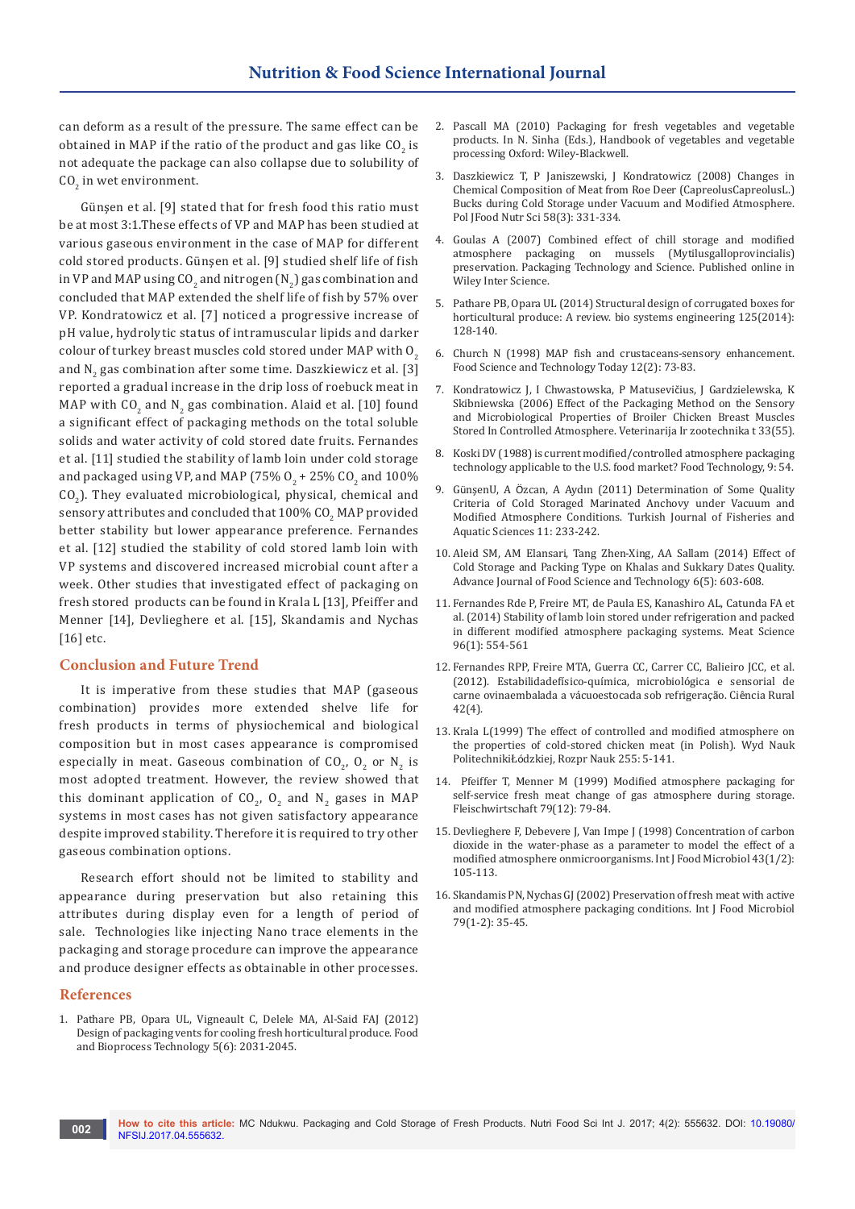can deform as a result of the pressure. The same effect can be obtained in MAP if the ratio of the product and gas like $CO_2$ is not adequate the package can also collapse due to solubility of $CO_2$ in wet environment.

Günşen et al. [9] stated that for fresh food this ratio must be at most 3:1.These effects of VP and MAP has been studied at various gaseous environment in the case of MAP for different cold stored products. Günşen et al. [9] studied shelf life of fish in VP and MAP using $CO_2$ and nitrogen ($N_2$) gas combination and concluded that MAP extended the shelf life of fish by 57% over VP. Kondratowicz et al. [7] noticed a progressive increase of pH value, hydrolytic status of intramuscular lipids and darker colour of turkey breast muscles cold stored under MAP with $O_2$ and $N_2$ gas combination after some time. Daszkiewicz et al. [3] reported a gradual increase in the drip loss of roebuck meat in MAP with $CO_2$ and $N_2$ gas combination. Alaid et al. [10] found a significant effect of packaging methods on the total soluble solids and water activity of cold stored date fruits. Fernandes et al. [11] studied the stability of lamb loin under cold storage and packaged using VP, and MAP (75% $O_2$ + 25% $CO_2$ and 100% $CO_2$). They evaluated microbiological, physical, chemical and sensory attributes and concluded that 100% $CO_2$ MAP provided better stability but lower appearance preference. Fernandes et al. [12] studied the stability of cold stored lamb loin with VP systems and discovered increased microbial count after a week. Other studies that investigated effect of packaging on fresh stored products can be found in Krala L [13], Pfeiffer and Menner [14], Devlieghere et al. [15], Skandamis and Nychas [16] etc.

## Conclusion and Future Trend

It is imperative from these studies that MAP (gaseous combination) provides more extended shelve life for fresh products in terms of physiochemical and biological composition but in most cases appearance is compromised especially in meat. Gaseous combination of $CO_2$, $O_2$ or $N_2$ is most adopted treatment. However, the review showed that this dominant application of $CO_2$, $O_2$ and $N_2$ gases in MAP systems in most cases has not given satisfactory appearance despite improved stability. Therefore it is required to try other gaseous combination options.

Research effort should not be limited to stability and appearance during preservation but also retaining this attributes during display even for a length of period of sale. Technologies like injecting Nano trace elements in the packaging and storage procedure can improve the appearance and produce designer effects as obtainable in other processes.

## References

1. Pathare PB, Opara UL, Vigneault C, Delele MA, Al-Said FAJ (2012) Design of packaging vents for cooling fresh horticultural produce. Food and Bioprocess Technology 5(6): 2031-2045.
2. Pascall MA (2010) Packaging for fresh vegetables and vegetable products. In N. Sinha (Eds.), Handbook of vegetables and vegetable processing Oxford: Wiley-Blackwell.
3. Daszkiewicz T, P Janiszewski, J Kondratowicz (2008) Changes in Chemical Composition of Meat from Roe Deer (CapreolusCapreolusL..) Bucks during Cold Storage under Vacuum and Modified Atmosphere. Pol JFood Nutr Sci 58(3): 331-334.
4. Goulas A (2007) Combined effect of chill storage and modified atmosphere packaging on mussels (Mytilusgalloprovincialis) preservation. Packaging Technology and Science. Published online in Wiley Inter Science.
5. Pathare PB, Opara UL (2014) Structural design of corrugated boxes for horticultural produce: A review. bio systems engineering 125(2014): 128-140.
6. Church N (1998) MAP fish and crustaceans-sensory enhancement. Food Science and Technology Today 12(2): 73-83.
7. Kondratowicz J, I Chwastowska, P Matusevičius, J Gardzielewska, K Skibniewska (2006) Effect of the Packaging Method on the Sensory and Microbiological Properties of Broiler Chicken Breast Muscles Stored In Controlled Atmosphere. Veterinarija Ir zootechnika t 33(55).
8. Koski DV (1988) is current modified/controlled atmosphere packaging technology applicable to the U.S. food market? Food Technology, 9: 54.
9. GünşenU, A Özcan, A Aydın (2011) Determination of Some Quality Criteria of Cold Storaged Marinated Anchovy under Vacuum and Modified Atmosphere Conditions. Turkish Journal of Fisheries and Aquatic Sciences 11: 233-242.
10. Aleid SM, AM Elansari, Tang Zhen-Xing, AA Sallam (2014) Effect of Cold Storage and Packing Type on Khalas and Sukkary Dates Quality. Advance Journal of Food Science and Technology 6(5): 603-608.
11. Fernandes Rde P, Freire MT, de Paula ES, Kanashiro AL, Catunda FA et al. (2014) Stability of lamb loin stored under refrigeration and packed in different modified atmosphere packaging systems. Meat Science 96(1): 554-561
12. Fernandes RPP, Freire MTA, Guerra CC, Carrer CC, Balieiro JCC, et al. (2012). Estabilidadefísico-química, microbiológica e sensorial de carne ovinaembalada a vácuoestocada sob refrigeração. Ciência Rural 42(4).
13. Krala L(1999) The effect of controlled and modified atmosphere on the properties of cold-stored chicken meat (in Polish). Wyd Nauk PolitechnikiŁódzkiej, Rozpr Nauk 255: 5-141.
14. Pfeiffer T, Menner M (1999) Modified atmosphere packaging for self-service fresh meat change of gas atmosphere during storage. Fleischwirtschaft 79(12): 79-84.
15. Devlieghere F, Debevere J, Van Impe J (1998) Concentration of carbon dioxide in the water-phase as a parameter to model the effect of a modified atmosphere onmicroorganisms. Int J Food Microbiol 43(1/2): 105-113.
16. Skandamis PN, Nychas GJ (2002) Preservation of fresh meat with active and modified atmosphere packaging conditions. Int J Food Microbiol 79(1-2): 35-45.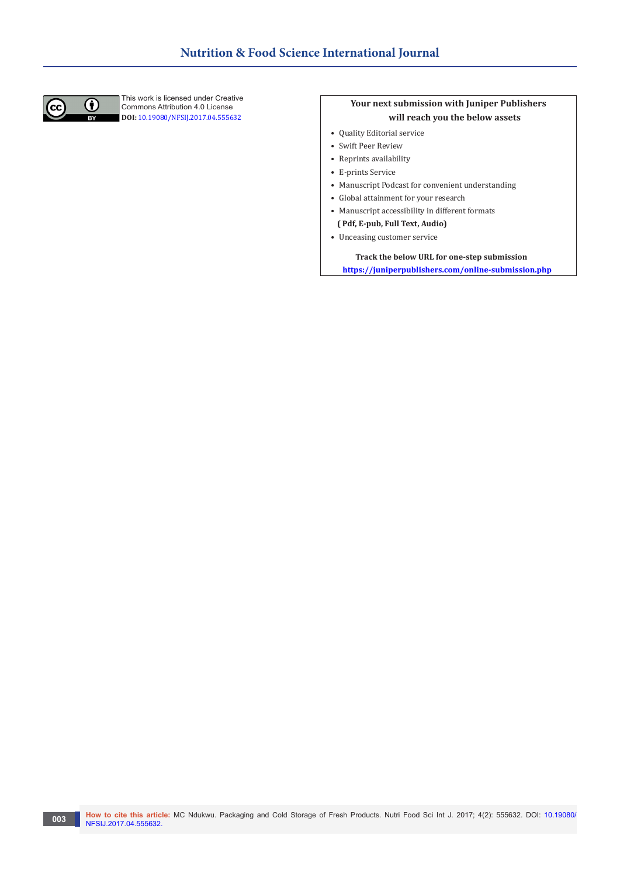This work is licensed under Creative Commons Attribution 4.0 License
**DOI:** 10.19080/NFSIJ.2017.04.555632

**Your next submission with Juniper Publishers will reach you the below assets**

- Quality Editorial service
- Swift Peer Review
- Reprints availability
- E-prints Service
- Manuscript Podcast for convenient understanding
- Global attainment for your research
- Manuscript accessibility in different formats

**( Pdf, E-pub, Full Text, Audio)**

- Unceasing customer service

**Track the below URL for one-step submission**

**https://juniperpublishers.com/online-submission.php**

**How to cite this article:** MC Ndukwu. Packaging and Cold Storage of Fresh Products. Nutri Food Sci Int J. 2017; 4(2): 555632. DOI: 10.19080/NFSIJ.2017.04.555632.